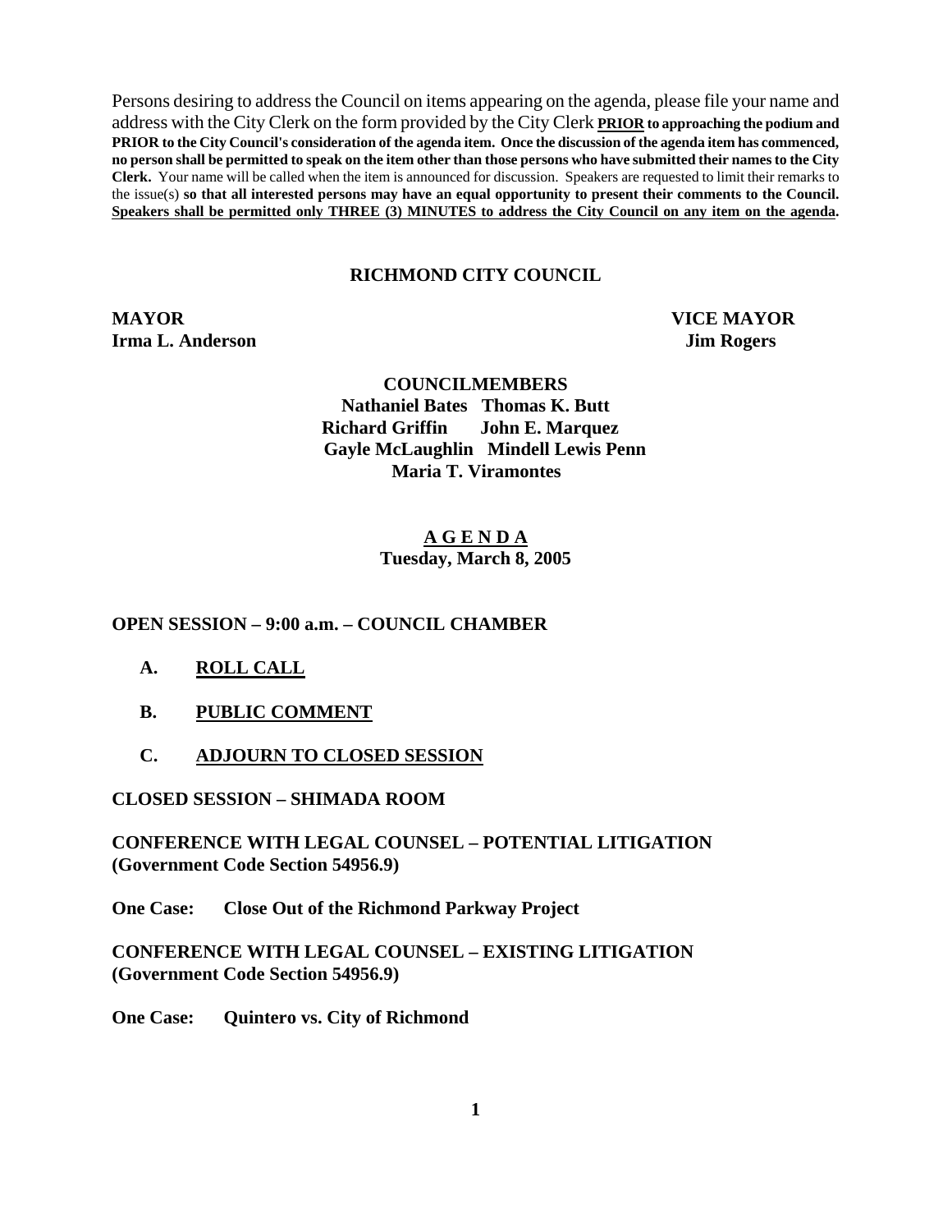Persons desiring to address the Council on items appearing on the agenda, please file your name and address with the City Clerk on the form provided by the City Clerk **PRIOR to approaching the podium and PRIOR to the City Council's consideration of the agenda item. Once the discussion of the agenda item has commenced, no person shall be permitted to speak on the item other than those persons who have submitted their names to the City Clerk.** Your name will be called when the item is announced for discussion. Speakers are requested to limit their remarks to the issue(s) **so that all interested persons may have an equal opportunity to present their comments to the Council. Speakers shall be permitted only THREE (3) MINUTES to address the City Council on any item on the agenda.**

# RICHMOND CITY COUNCIL

**MAYOR**
**Irma L. Anderson**

**VICE MAYOR**
**Jim Rogers**

**COUNCILMEMBERS**
**Nathaniel Bates Thomas K. Butt**
**Richard Griffin John E. Marquez**
**Gayle McLaughlin Mindell Lewis Penn**
**Maria T. Viramontes**

## A G E N D A
**Tuesday, March 8, 2005**

**OPEN SESSION – 9:00 a.m. – COUNCIL CHAMBER**

**A. ROLL CALL**

**B. PUBLIC COMMENT**

**C. ADJOURN TO CLOSED SESSION**

**CLOSED SESSION – SHIMADA ROOM**

**CONFERENCE WITH LEGAL COUNSEL – POTENTIAL LITIGATION (Government Code Section 54956.9)**

**One Case: Close Out of the Richmond Parkway Project**

**CONFERENCE WITH LEGAL COUNSEL – EXISTING LITIGATION (Government Code Section 54956.9)**

**One Case: Quintero vs. City of Richmond**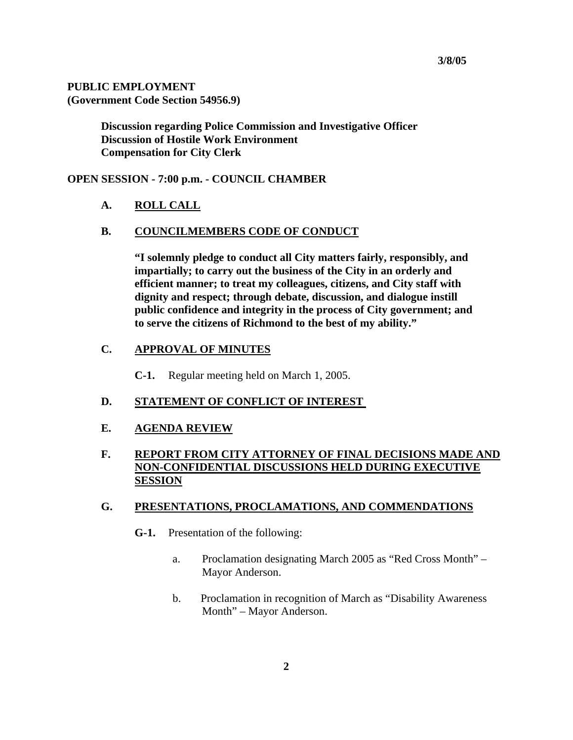**3/8/05**

**PUBLIC EMPLOYMENT**
**(Government Code Section 54956.9)**

> **Discussion regarding Police Commission and Investigative Officer**
> **Discussion of Hostile Work Environment**
> **Compensation for City Clerk**

**OPEN SESSION - 7:00 p.m. - COUNCIL CHAMBER**

**A. ROLL CALL**

**B. COUNCILMEMBERS CODE OF CONDUCT**

> **"I solemnly pledge to conduct all City matters fairly, responsibly, and impartially; to carry out the business of the City in an orderly and efficient manner; to treat my colleagues, citizens, and City staff with dignity and respect; through debate, discussion, and dialogue instill public confidence and integrity in the process of City government; and to serve the citizens of Richmond to the best of my ability."**

**C. APPROVAL OF MINUTES**

**C-1.** Regular meeting held on March 1, 2005.

**D. STATEMENT OF CONFLICT OF INTEREST**

**E. AGENDA REVIEW**

**F. REPORT FROM CITY ATTORNEY OF FINAL DECISIONS MADE AND NON-CONFIDENTIAL DISCUSSIONS HELD DURING EXECUTIVE SESSION**

**G. PRESENTATIONS, PROCLAMATIONS, AND COMMENDATIONS**

**G-1.** Presentation of the following:

a. Proclamation designating March 2005 as "Red Cross Month" – Mayor Anderson.

b. Proclamation in recognition of March as "Disability Awareness Month" – Mayor Anderson.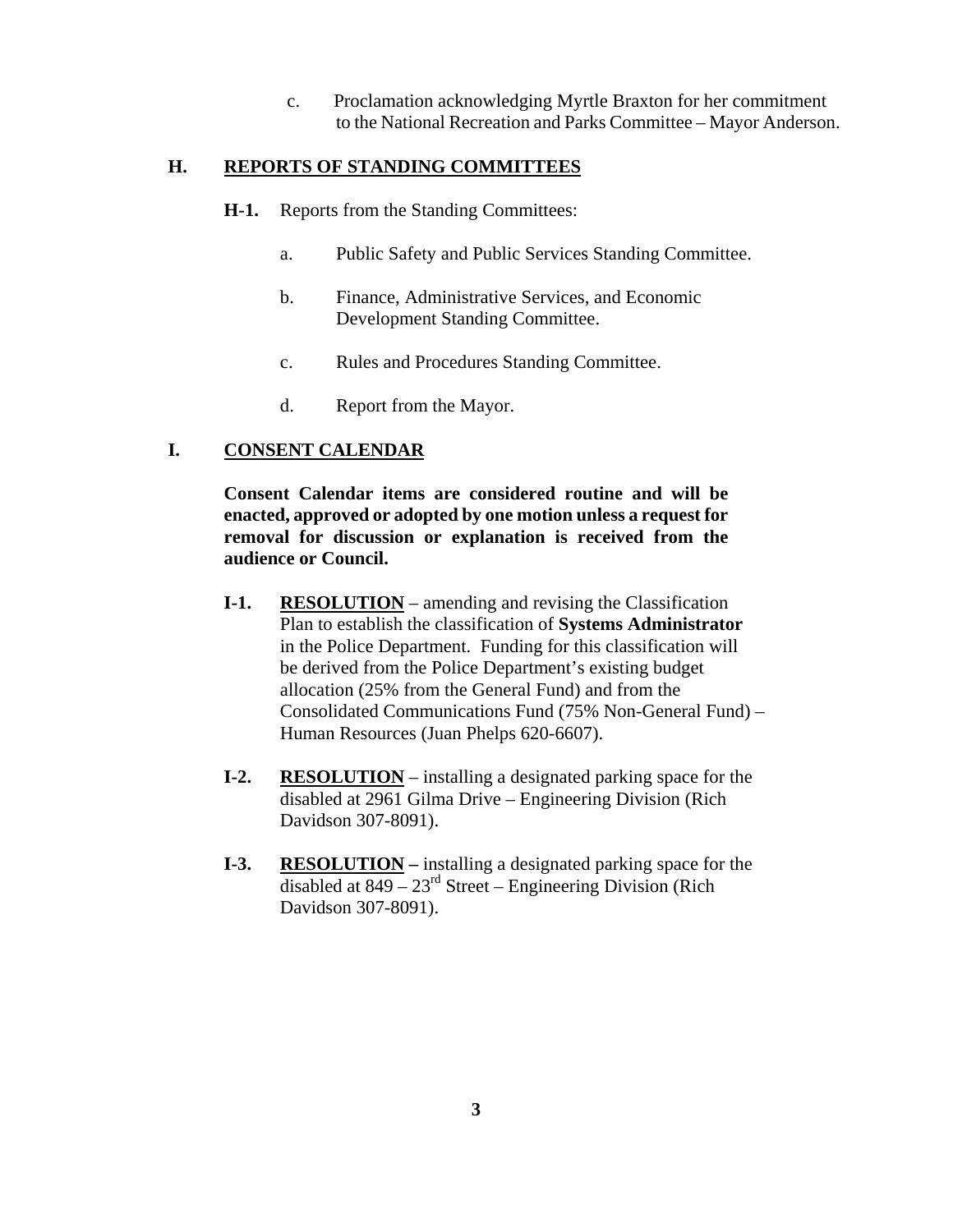c. Proclamation acknowledging Myrtle Braxton for her commitment to the National Recreation and Parks Committee – Mayor Anderson.

## H. REPORTS OF STANDING COMMITTEES

**H-1.** Reports from the Standing Committees:

a. Public Safety and Public Services Standing Committee.

b. Finance, Administrative Services, and Economic Development Standing Committee.

c. Rules and Procedures Standing Committee.

d. Report from the Mayor.

## I. CONSENT CALENDAR

**Consent Calendar items are considered routine and will be enacted, approved or adopted by one motion unless a request for removal for discussion or explanation is received from the audience or Council.**

**I-1.** **RESOLUTION** – amending and revising the Classification Plan to establish the classification of **Systems Administrator** in the Police Department. Funding for this classification will be derived from the Police Department's existing budget allocation (25% from the General Fund) and from the Consolidated Communications Fund (75% Non-General Fund) – Human Resources (Juan Phelps 620-6607).

**I-2.** **RESOLUTION** – installing a designated parking space for the disabled at 2961 Gilma Drive – Engineering Division (Rich Davidson 307-8091).

**I-3.** **RESOLUTION –** installing a designated parking space for the disabled at 849 – 23rd Street – Engineering Division (Rich Davidson 307-8091).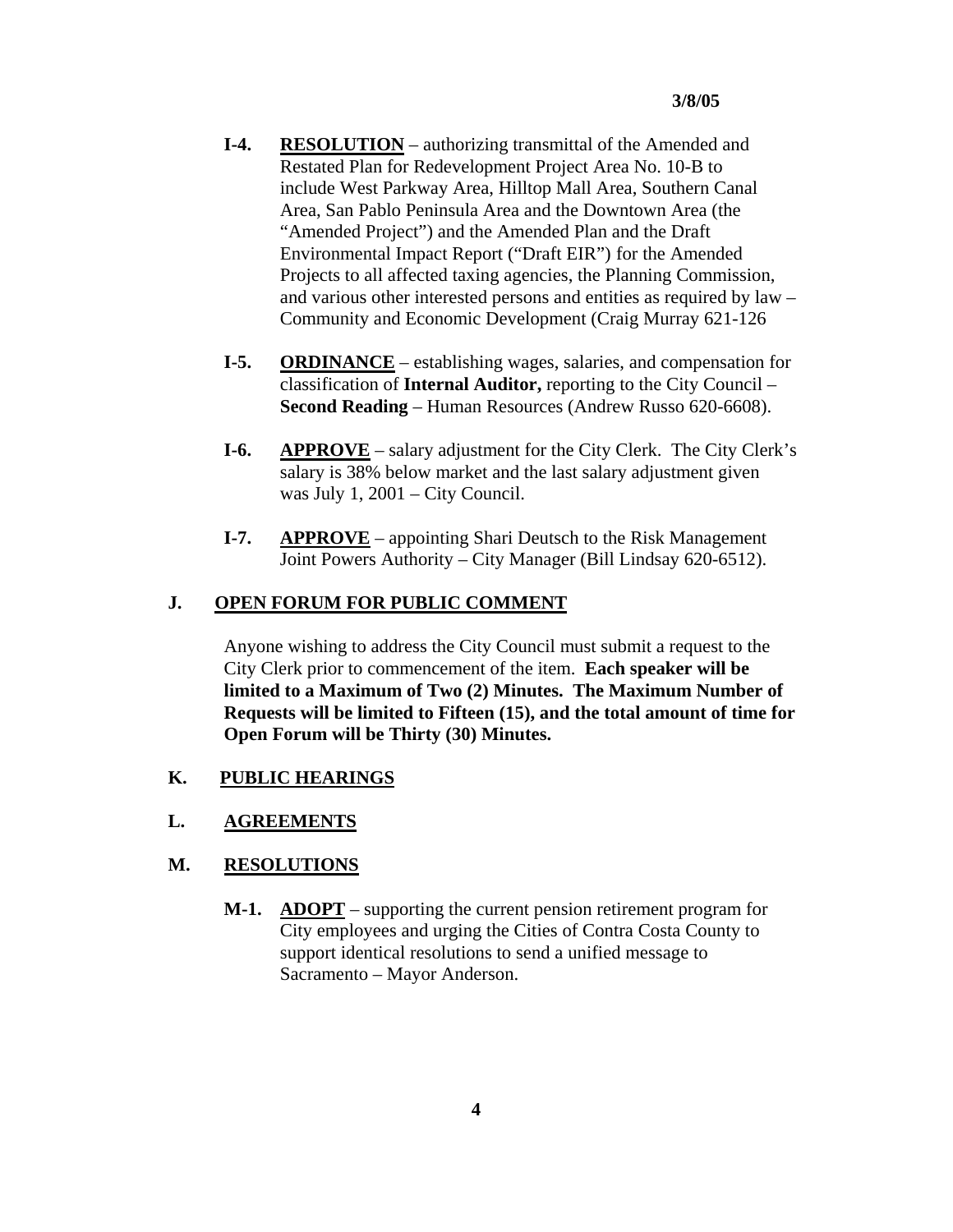3/8/05

**I-4.** **RESOLUTION** – authorizing transmittal of the Amended and Restated Plan for Redevelopment Project Area No. 10-B to include West Parkway Area, Hilltop Mall Area, Southern Canal Area, San Pablo Peninsula Area and the Downtown Area (the "Amended Project") and the Amended Plan and the Draft Environmental Impact Report ("Draft EIR") for the Amended Projects to all affected taxing agencies, the Planning Commission, and various other interested persons and entities as required by law – Community and Economic Development (Craig Murray 621-126

**I-5.** **ORDINANCE** – establishing wages, salaries, and compensation for classification of **Internal Auditor,** reporting to the City Council – **Second Reading** – Human Resources (Andrew Russo 620-6608).

**I-6.** **APPROVE** – salary adjustment for the City Clerk. The City Clerk's salary is 38% below market and the last salary adjustment given was July 1, 2001 – City Council.

**I-7.** **APPROVE** – appointing Shari Deutsch to the Risk Management Joint Powers Authority – City Manager (Bill Lindsay 620-6512).

## J. OPEN FORUM FOR PUBLIC COMMENT

Anyone wishing to address the City Council must submit a request to the City Clerk prior to commencement of the item. **Each speaker will be limited to a Maximum of Two (2) Minutes. The Maximum Number of Requests will be limited to Fifteen (15), and the total amount of time for Open Forum will be Thirty (30) Minutes.**

## K. PUBLIC HEARINGS

## L. AGREEMENTS

## M. RESOLUTIONS

**M-1.** **ADOPT** – supporting the current pension retirement program for City employees and urging the Cities of Contra Costa County to support identical resolutions to send a unified message to Sacramento – Mayor Anderson.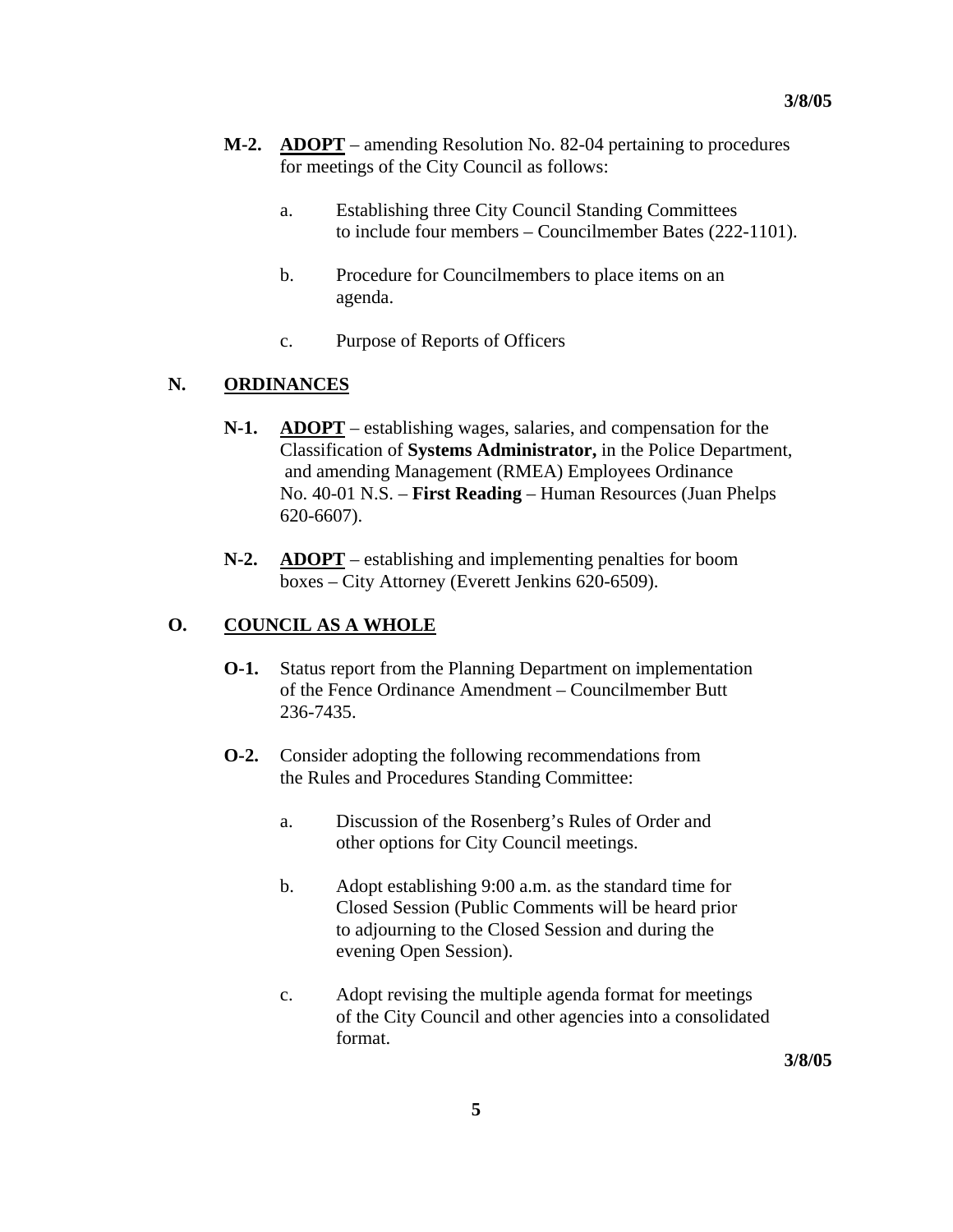**M-2.** **ADOPT** – amending Resolution No. 82-04 pertaining to procedures for meetings of the City Council as follows:

a. Establishing three City Council Standing Committees to include four members – Councilmember Bates (222-1101).

b. Procedure for Councilmembers to place items on an agenda.

c. Purpose of Reports of Officers

## N. ORDINANCES

**N-1.** **ADOPT** – establishing wages, salaries, and compensation for the Classification of **Systems Administrator,** in the Police Department, and amending Management (RMEA) Employees Ordinance No. 40-01 N.S. – **First Reading** – Human Resources (Juan Phelps 620-6607).

**N-2.** **ADOPT** – establishing and implementing penalties for boom boxes – City Attorney (Everett Jenkins 620-6509).

## O. COUNCIL AS A WHOLE

**O-1.** Status report from the Planning Department on implementation of the Fence Ordinance Amendment – Councilmember Butt 236-7435.

**O-2.** Consider adopting the following recommendations from the Rules and Procedures Standing Committee:

a. Discussion of the Rosenberg's Rules of Order and other options for City Council meetings.

b. Adopt establishing 9:00 a.m. as the standard time for Closed Session (Public Comments will be heard prior to adjourning to the Closed Session and during the evening Open Session).

c. Adopt revising the multiple agenda format for meetings of the City Council and other agencies into a consolidated format.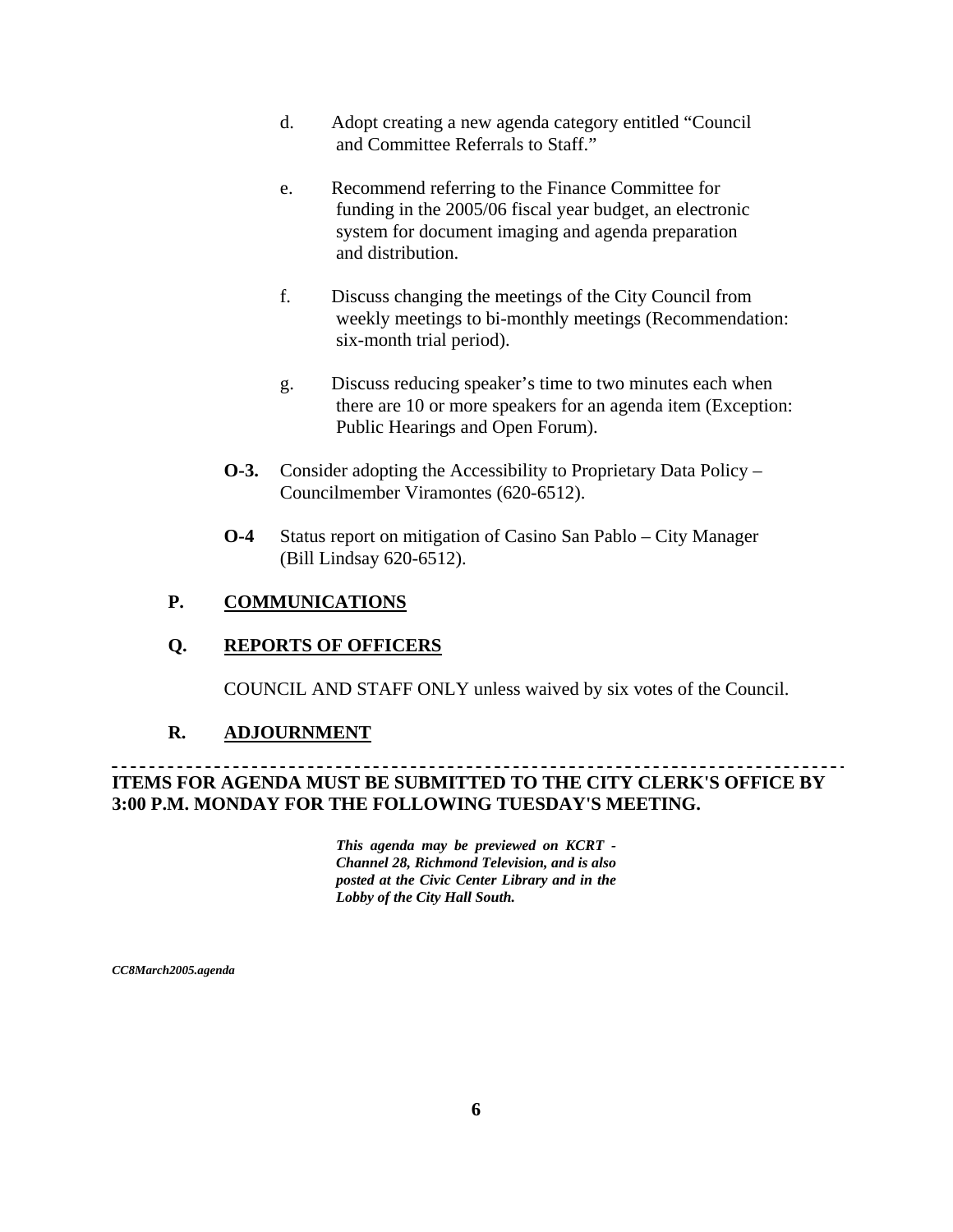d. Adopt creating a new agenda category entitled "Council and Committee Referrals to Staff."

e. Recommend referring to the Finance Committee for funding in the 2005/06 fiscal year budget, an electronic system for document imaging and agenda preparation and distribution.

f. Discuss changing the meetings of the City Council from weekly meetings to bi-monthly meetings (Recommendation: six-month trial period).

g. Discuss reducing speaker's time to two minutes each when there are 10 or more speakers for an agenda item (Exception: Public Hearings and Open Forum).

**O-3.** Consider adopting the Accessibility to Proprietary Data Policy – Councilmember Viramontes (620-6512).

**O-4** Status report on mitigation of Casino San Pablo – City Manager (Bill Lindsay 620-6512).

**P. COMMUNICATIONS**

**Q. REPORTS OF OFFICERS**

COUNCIL AND STAFF ONLY unless waived by six votes of the Council.

**R. ADJOURNMENT**

---

**ITEMS FOR AGENDA MUST BE SUBMITTED TO THE CITY CLERK'S OFFICE BY 3:00 P.M. MONDAY FOR THE FOLLOWING TUESDAY'S MEETING.**

***This agenda may be previewed on KCRT - Channel 28, Richmond Television, and is also posted at the Civic Center Library and in the Lobby of the City Hall South.***

***CC8March2005.agenda***